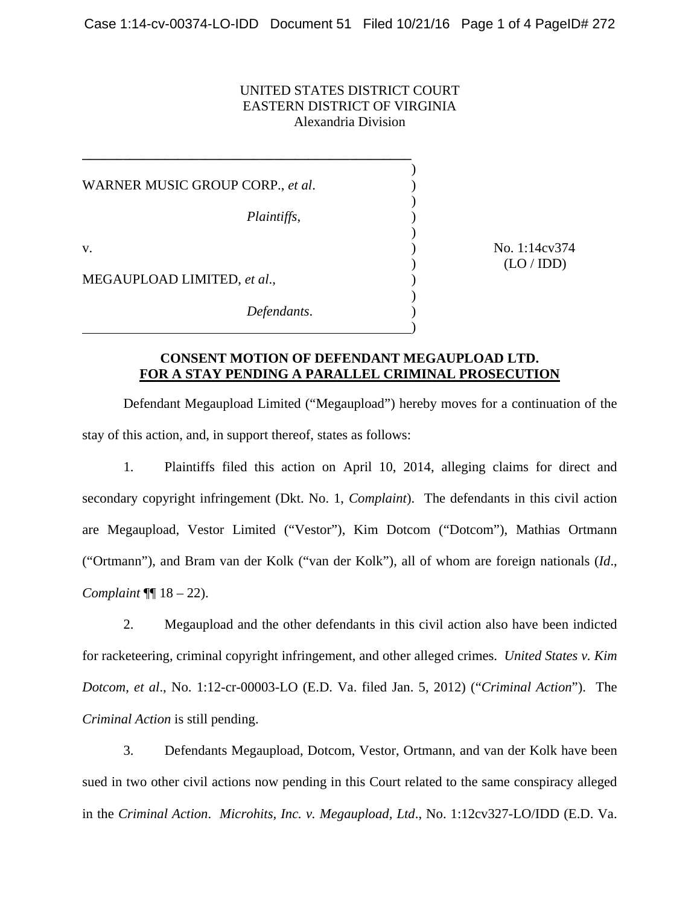UNITED STATES DISTRICT COURT
EASTERN DISTRICT OF VIRGINIA
Alexandria Division

WARNER MUSIC GROUP CORP., *et al*.

*Plaintiffs*,

v.

MEGAUPLOAD LIMITED, *et al*.,

*Defendants*.

No. 1:14cv374
(LO / IDD)

**CONSENT MOTION OF DEFENDANT MEGAUPLOAD LTD.**
**FOR A STAY PENDING A PARALLEL CRIMINAL PROSECUTION**

Defendant Megaupload Limited ("Megaupload") hereby moves for a continuation of the stay of this action, and, in support thereof, states as follows:

1. Plaintiffs filed this action on April 10, 2014, alleging claims for direct and secondary copyright infringement (Dkt. No. 1, *Complaint*). The defendants in this civil action are Megaupload, Vestor Limited ("Vestor"), Kim Dotcom ("Dotcom"), Mathias Ortmann ("Ortmann"), and Bram van der Kolk ("van der Kolk"), all of whom are foreign nationals (*Id*., *Complaint* ¶¶ 18 – 22).

2. Megaupload and the other defendants in this civil action also have been indicted for racketeering, criminal copyright infringement, and other alleged crimes. *United States v. Kim Dotcom, et al*., No. 1:12-cr-00003-LO (E.D. Va. filed Jan. 5, 2012) ("*Criminal Action*"). The *Criminal Action* is still pending.

3. Defendants Megaupload, Dotcom, Vestor, Ortmann, and van der Kolk have been sued in two other civil actions now pending in this Court related to the same conspiracy alleged in the *Criminal Action*. *Microhits, Inc. v. Megaupload, Ltd*., No. 1:12cv327-LO/IDD (E.D. Va.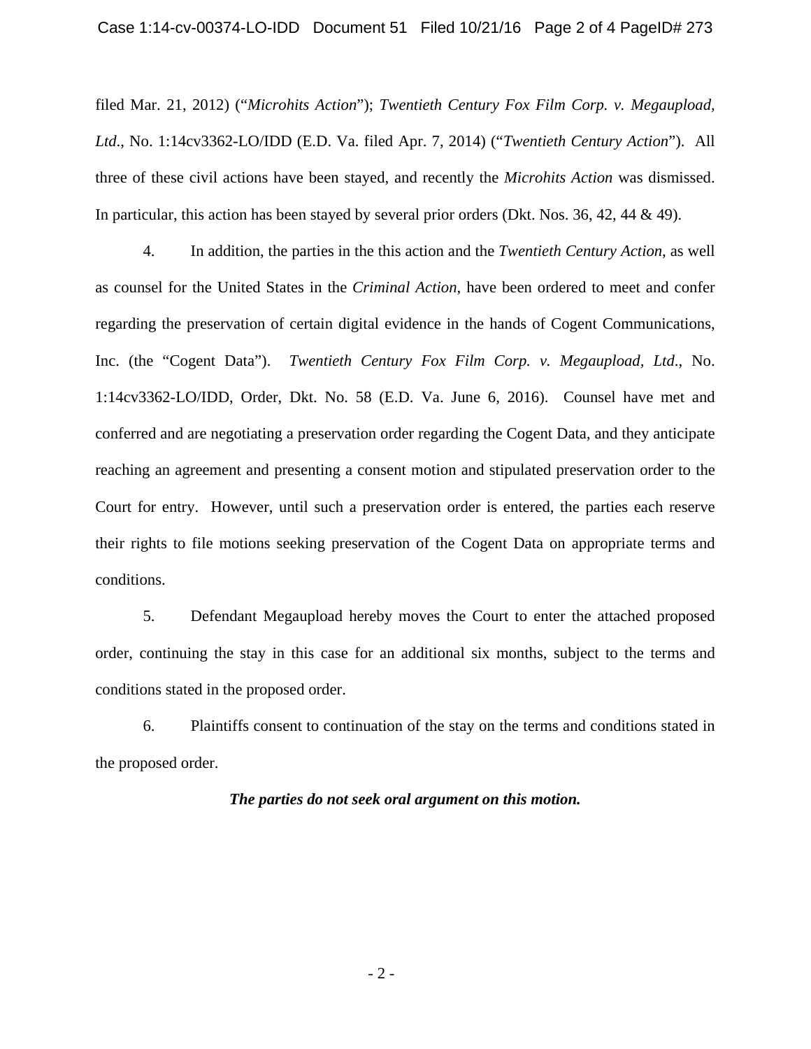filed Mar. 21, 2012) ("*Microhits Action*"); *Twentieth Century Fox Film Corp. v. Megaupload, Ltd*., No. 1:14cv3362-LO/IDD (E.D. Va. filed Apr. 7, 2014) ("*Twentieth Century Action*"). All three of these civil actions have been stayed, and recently the *Microhits Action* was dismissed. In particular, this action has been stayed by several prior orders (Dkt. Nos. 36, 42, 44 & 49).

4. In addition, the parties in the this action and the *Twentieth Century Action*, as well as counsel for the United States in the *Criminal Action*, have been ordered to meet and confer regarding the preservation of certain digital evidence in the hands of Cogent Communications, Inc. (the "Cogent Data"). *Twentieth Century Fox Film Corp. v. Megaupload, Ltd*., No. 1:14cv3362-LO/IDD, Order, Dkt. No. 58 (E.D. Va. June 6, 2016). Counsel have met and conferred and are negotiating a preservation order regarding the Cogent Data, and they anticipate reaching an agreement and presenting a consent motion and stipulated preservation order to the Court for entry. However, until such a preservation order is entered, the parties each reserve their rights to file motions seeking preservation of the Cogent Data on appropriate terms and conditions.

5. Defendant Megaupload hereby moves the Court to enter the attached proposed order, continuing the stay in this case for an additional six months, subject to the terms and conditions stated in the proposed order.

6. Plaintiffs consent to continuation of the stay on the terms and conditions stated in the proposed order.

***The parties do not seek oral argument on this motion.***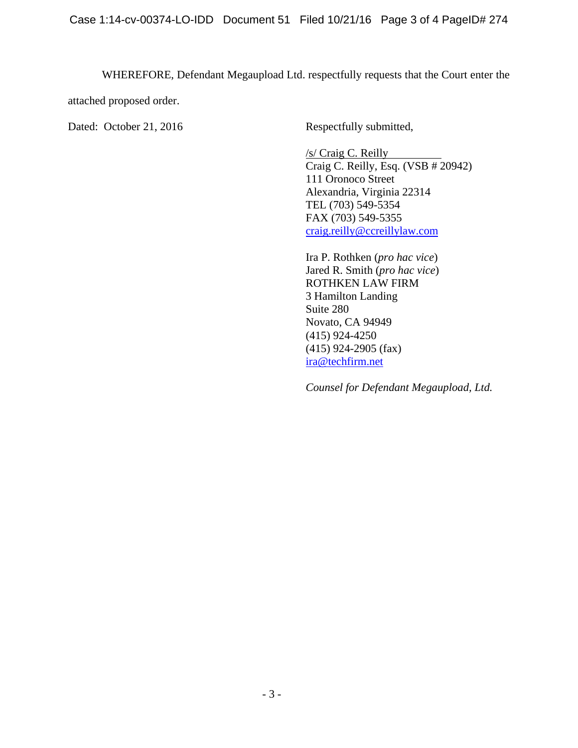WHEREFORE, Defendant Megaupload Ltd. respectfully requests that the Court enter the attached proposed order.

Dated: October 21, 2016

Respectfully submitted,

/s/ Craig C. Reilly
Craig C. Reilly, Esq. (VSB # 20942)
111 Oronoco Street
Alexandria, Virginia 22314
TEL (703) 549-5354
FAX (703) 549-5355
craig.reilly@ccreillylaw.com

Ira P. Rothken (*pro hac vice*)
Jared R. Smith (*pro hac vice*)
ROTHKEN LAW FIRM
3 Hamilton Landing
Suite 280
Novato, CA 94949
(415) 924-4250
(415) 924-2905 (fax)
ira@techfirm.net

*Counsel for Defendant Megaupload, Ltd.*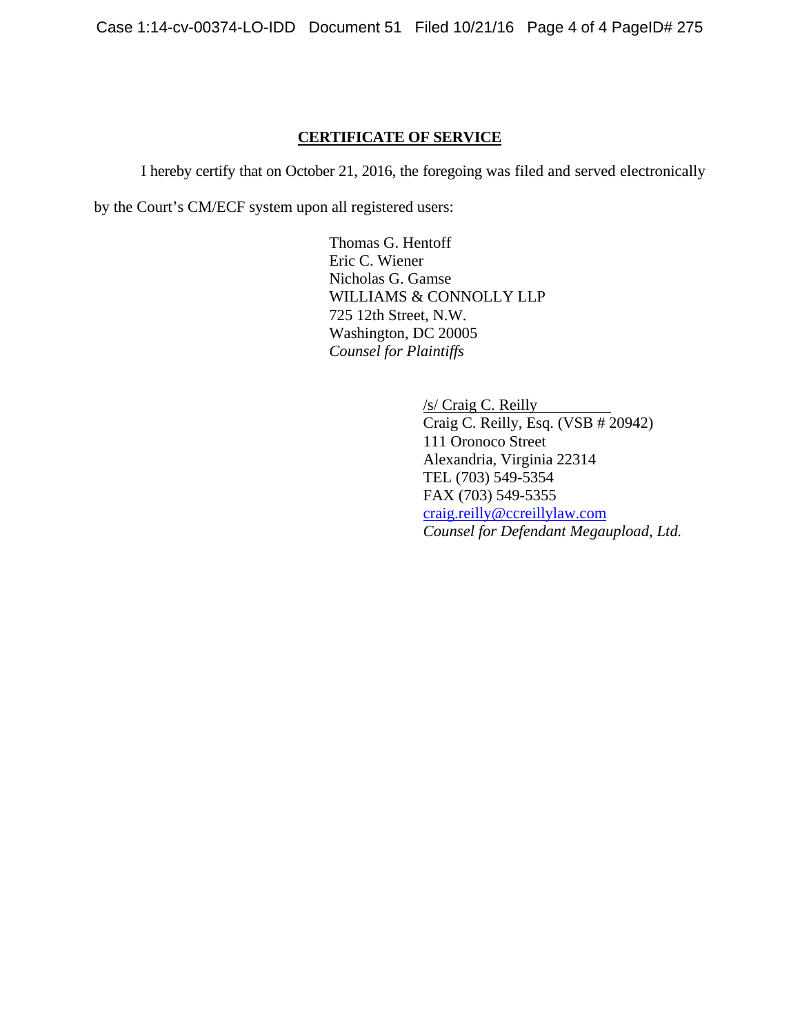**CERTIFICATE OF SERVICE**

I hereby certify that on October 21, 2016, the foregoing was filed and served electronically by the Court's CM/ECF system upon all registered users:

Thomas G. Hentoff
Eric C. Wiener
Nicholas G. Gamse
WILLIAMS & CONNOLLY LLP
725 12th Street, N.W.
Washington, DC 20005
*Counsel for Plaintiffs*

/s/ Craig C. Reilly
Craig C. Reilly, Esq. (VSB # 20942)
111 Oronoco Street
Alexandria, Virginia 22314
TEL (703) 549-5354
FAX (703) 549-5355
craig.reilly@ccreillylaw.com
*Counsel for Defendant Megaupload, Ltd.*